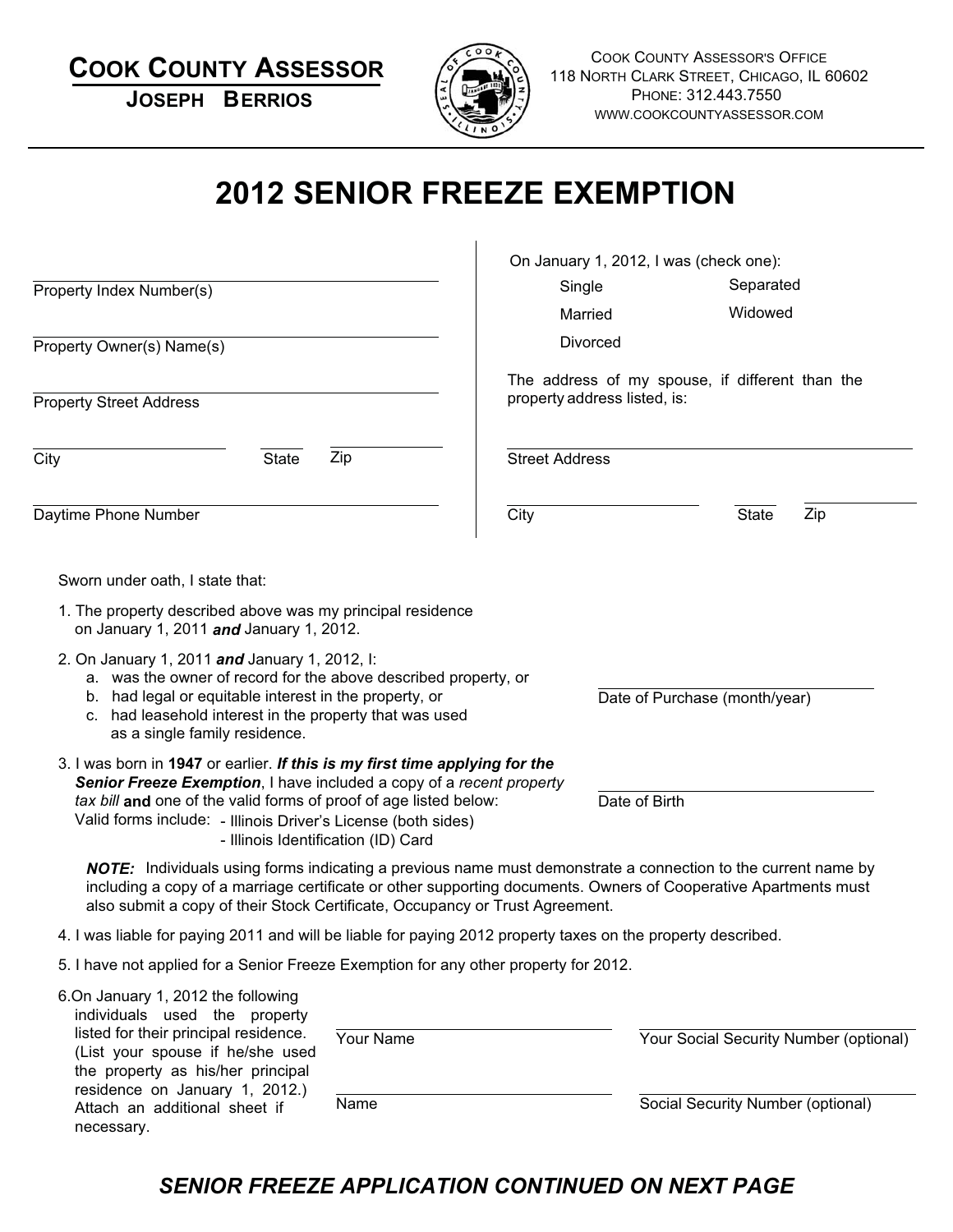**COOK COUNTY ASSESSOR**
**JOSEPH BERRIOS**

COOK COUNTY ASSESSOR'S OFFICE
118 NORTH CLARK STREET, CHICAGO, IL 60602
PHONE: 312.443.7550
WWW.COOKCOUNTYASSESSOR.COM

# 2012 SENIOR FREEZE EXEMPTION

Property Index Number(s) ______________________

Property Owner(s) Name(s) ______________________

Property Street Address ______________________

City ____________ State ____ Zip ________

Daytime Phone Number ______________________

On January 1, 2012, I was (check one):

- Single
- Married
- Divorced
- Separated
- Widowed

The address of my spouse, if different than the property address listed, is:

Street Address ______________________

City ____________ State ____ Zip ________

Sworn under oath, I state that:

1. The property described above was my principal residence on January 1, 2011 ***and*** January 1, 2012.
2. On January 1, 2011 ***and*** January 1, 2012, I:
   a. was the owner of record for the above described property, or
   b. had legal or equitable interest in the property, or
   c. had leasehold interest in the property that was used as a single family residence.

   Date of Purchase (month/year) ______________________
3. I was born in **1947** or earlier. ***If this is my first time applying for the Senior Freeze Exemption***, I have included a copy of a *recent property tax bill* **and** one of the valid forms of proof of age listed below:
   Valid forms include:
   - Illinois Driver's License (both sides)
   - Illinois Identification (ID) Card

   Date of Birth ______________________

   ***NOTE:*** Individuals using forms indicating a previous name must demonstrate a connection to the current name by including a copy of a marriage certificate or other supporting documents. Owners of Cooperative Apartments must also submit a copy of their Stock Certificate, Occupancy or Trust Agreement.
4. I was liable for paying 2011 and will be liable for paying 2012 property taxes on the property described.
5. I have not applied for a Senior Freeze Exemption for any other property for 2012.
6. On January 1, 2012 the following individuals used the property listed for their principal residence. (List your spouse if he/she used the property as his/her principal residence on January 1, 2012.) Attach an additional sheet if necessary.

   Your Name ______________________ Your Social Security Number (optional) ______________________

   Name ______________________ Social Security Number (optional) ______________________

***SENIOR FREEZE APPLICATION CONTINUED ON NEXT PAGE***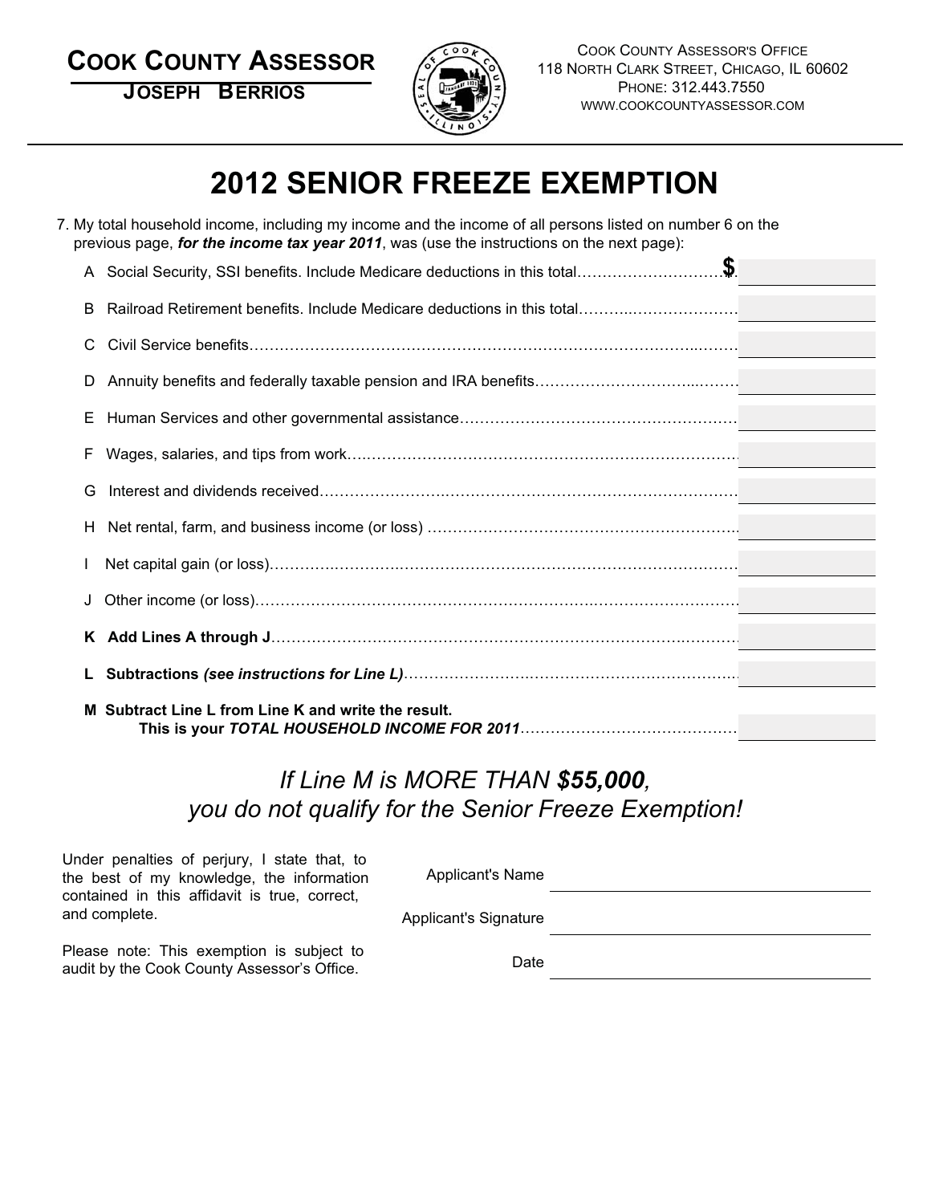**COOK COUNTY ASSESSOR**

**JOSEPH BERRIOS**

COOK COUNTY ASSESSOR'S OFFICE
118 NORTH CLARK STREET, CHICAGO, IL 60602
PHONE: 312.443.7550
WWW.COOKCOUNTYASSESSOR.COM

# 2012 SENIOR FREEZE EXEMPTION

7. My total household income, including my income and the income of all persons listed on number 6 on the previous page, ***for the income tax year 2011***, was (use the instructions on the next page):

| Line | Description | Amount |
|---|---|---|
| A | Social Security, SSI benefits. Include Medicare deductions in this total | $ |
| B | Railroad Retirement benefits. Include Medicare deductions in this total | |
| C | Civil Service benefits | |
| D | Annuity benefits and federally taxable pension and IRA benefits | |
| E | Human Services and other governmental assistance | |
| F | Wages, salaries, and tips from work | |
| G | Interest and dividends received | |
| H | Net rental, farm, and business income (or loss) | |
| I | Net capital gain (or loss) | |
| J | Other income (or loss) | |
| **K** | **Add Lines A through J** | |
| **L** | **Subtractions** ***(see instructions for Line L)*** | |
| **M** | **Subtract Line L from Line K and write the result. This is your** ***TOTAL HOUSEHOLD INCOME FOR 2011*** | |

*If Line M is MORE THAN* ***$55,000****,*
*you do not qualify for the Senior Freeze Exemption!*

Under penalties of perjury, I state that, to the best of my knowledge, the information contained in this affidavit is true, correct, and complete.

Please note: This exemption is subject to audit by the Cook County Assessor's Office.

Applicant's Name \_\_\_\_\_\_\_\_\_\_\_\_\_\_\_\_\_\_\_\_\_\_\_\_

Applicant's Signature \_\_\_\_\_\_\_\_\_\_\_\_\_\_\_\_\_\_\_\_\_\_\_\_

Date \_\_\_\_\_\_\_\_\_\_\_\_\_\_\_\_\_\_\_\_\_\_\_\_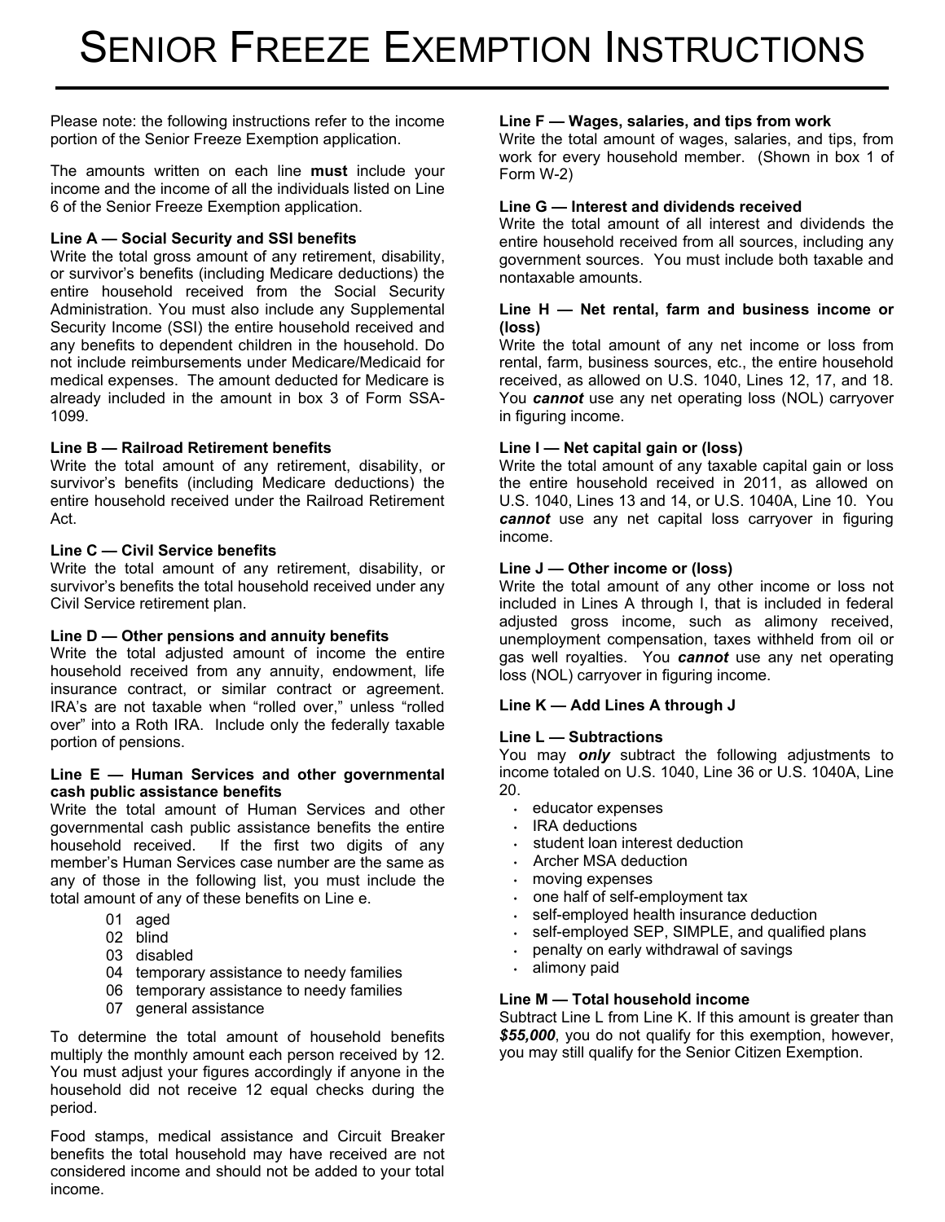# SENIOR FREEZE EXEMPTION INSTRUCTIONS

Please note: the following instructions refer to the income portion of the Senior Freeze Exemption application.

The amounts written on each line **must** include your income and the income of all the individuals listed on Line 6 of the Senior Freeze Exemption application.

**Line A — Social Security and SSI benefits**
Write the total gross amount of any retirement, disability, or survivor's benefits (including Medicare deductions) the entire household received from the Social Security Administration. You must also include any Supplemental Security Income (SSI) the entire household received and any benefits to dependent children in the household. Do not include reimbursements under Medicare/Medicaid for medical expenses. The amount deducted for Medicare is already included in the amount in box 3 of Form SSA-1099.

**Line B — Railroad Retirement benefits**
Write the total amount of any retirement, disability, or survivor's benefits (including Medicare deductions) the entire household received under the Railroad Retirement Act.

**Line C — Civil Service benefits**
Write the total amount of any retirement, disability, or survivor's benefits the total household received under any Civil Service retirement plan.

**Line D — Other pensions and annuity benefits**
Write the total adjusted amount of income the entire household received from any annuity, endowment, life insurance contract, or similar contract or agreement. IRA's are not taxable when "rolled over," unless "rolled over" into a Roth IRA. Include only the federally taxable portion of pensions.

**Line E — Human Services and other governmental cash public assistance benefits**
Write the total amount of Human Services and other governmental cash public assistance benefits the entire household received. If the first two digits of any member's Human Services case number are the same as any of those in the following list, you must include the total amount of any of these benefits on Line e.

- 01 aged
- 02 blind
- 03 disabled
- 04 temporary assistance to needy families
- 06 temporary assistance to needy families
- 07 general assistance

To determine the total amount of household benefits multiply the monthly amount each person received by 12. You must adjust your figures accordingly if anyone in the household did not receive 12 equal checks during the period.

Food stamps, medical assistance and Circuit Breaker benefits the total household may have received are not considered income and should not be added to your total income.

**Line F — Wages, salaries, and tips from work**
Write the total amount of wages, salaries, and tips, from work for every household member. (Shown in box 1 of Form W-2)

**Line G — Interest and dividends received**
Write the total amount of all interest and dividends the entire household received from all sources, including any government sources. You must include both taxable and nontaxable amounts.

**Line H — Net rental, farm and business income or (loss)**
Write the total amount of any net income or loss from rental, farm, business sources, etc., the entire household received, as allowed on U.S. 1040, Lines 12, 17, and 18. You ***cannot*** use any net operating loss (NOL) carryover in figuring income.

**Line I — Net capital gain or (loss)**
Write the total amount of any taxable capital gain or loss the entire household received in 2011, as allowed on U.S. 1040, Lines 13 and 14, or U.S. 1040A, Line 10. You ***cannot*** use any net capital loss carryover in figuring income.

**Line J — Other income or (loss)**
Write the total amount of any other income or loss not included in Lines A through I, that is included in federal adjusted gross income, such as alimony received, unemployment compensation, taxes withheld from oil or gas well royalties. You ***cannot*** use any net operating loss (NOL) carryover in figuring income.

**Line K — Add Lines A through J**

**Line L — Subtractions**
You may ***only*** subtract the following adjustments to income totaled on U.S. 1040, Line 36 or U.S. 1040A, Line 20.

- educator expenses
- IRA deductions
- student loan interest deduction
- Archer MSA deduction
- moving expenses
- one half of self-employment tax
- self-employed health insurance deduction
- self-employed SEP, SIMPLE, and qualified plans
- penalty on early withdrawal of savings
- alimony paid

**Line M — Total household income**
Subtract Line L from Line K. If this amount is greater than ***$55,000***, you do not qualify for this exemption, however, you may still qualify for the Senior Citizen Exemption.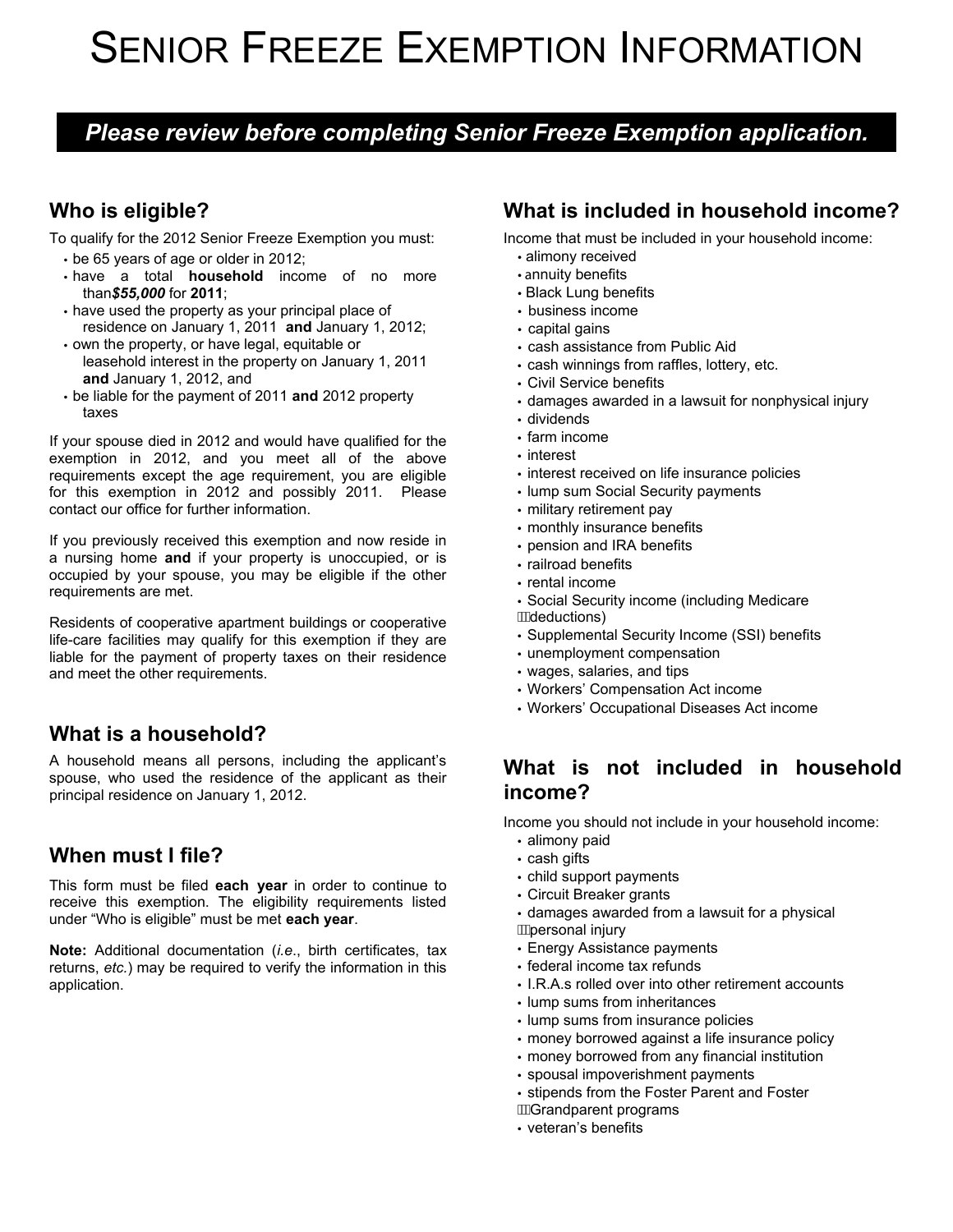# Senior Freeze Exemption Information

***Please review before completing Senior Freeze Exemption application.***

## Who is eligible?

To qualify for the 2012 Senior Freeze Exemption you must:

- be 65 years of age or older in 2012;
- have a total **household** income of no more than ***$55,000*** for **2011**;
- have used the property as your principal place of residence on January 1, 2011 **and** January 1, 2012;
- own the property, or have legal, equitable or leasehold interest in the property on January 1, 2011 **and** January 1, 2012, and
- be liable for the payment of 2011 **and** 2012 property taxes

If your spouse died in 2012 and would have qualified for the exemption in 2012, and you meet all of the above requirements except the age requirement, you are eligible for this exemption in 2012 and possibly 2011. Please contact our office for further information.

If you previously received this exemption and now reside in a nursing home **and** if your property is unoccupied, or is occupied by your spouse, you may be eligible if the other requirements are met.

Residents of cooperative apartment buildings or cooperative life-care facilities may qualify for this exemption if they are liable for the payment of property taxes on their residence and meet the other requirements.

## What is a household?

A household means all persons, including the applicant's spouse, who used the residence of the applicant as their principal residence on January 1, 2012.

## When must I file?

This form must be filed **each year** in order to continue to receive this exemption. The eligibility requirements listed under "Who is eligible" must be met **each year**.

**Note:** Additional documentation (*i.e.*, birth certificates, tax returns, *etc.*) may be required to verify the information in this application.

## What is included in household income?

Income that must be included in your household income:

- alimony received
- annuity benefits
- Black Lung benefits
- business income
- capital gains
- cash assistance from Public Aid
- cash winnings from raffles, lottery, etc.
- Civil Service benefits
- damages awarded in a lawsuit for nonphysical injury
- dividends
- farm income
- interest
- interest received on life insurance policies
- lump sum Social Security payments
- military retirement pay
- monthly insurance benefits
- pension and IRA benefits
- railroad benefits
- rental income
- Social Security income (including Medicare deductions)
- Supplemental Security Income (SSI) benefits
- unemployment compensation
- wages, salaries, and tips
- Workers' Compensation Act income
- Workers' Occupational Diseases Act income

## What is not included in household income?

Income you should not include in your household income:

- alimony paid
- cash gifts
- child support payments
- Circuit Breaker grants
- damages awarded from a lawsuit for a physical personal injury
- Energy Assistance payments
- federal income tax refunds
- I.R.A.s rolled over into other retirement accounts
- lump sums from inheritances
- lump sums from insurance policies
- money borrowed against a life insurance policy
- money borrowed from any financial institution
- spousal impoverishment payments
- stipends from the Foster Parent and Foster Grandparent programs
- veteran's benefits